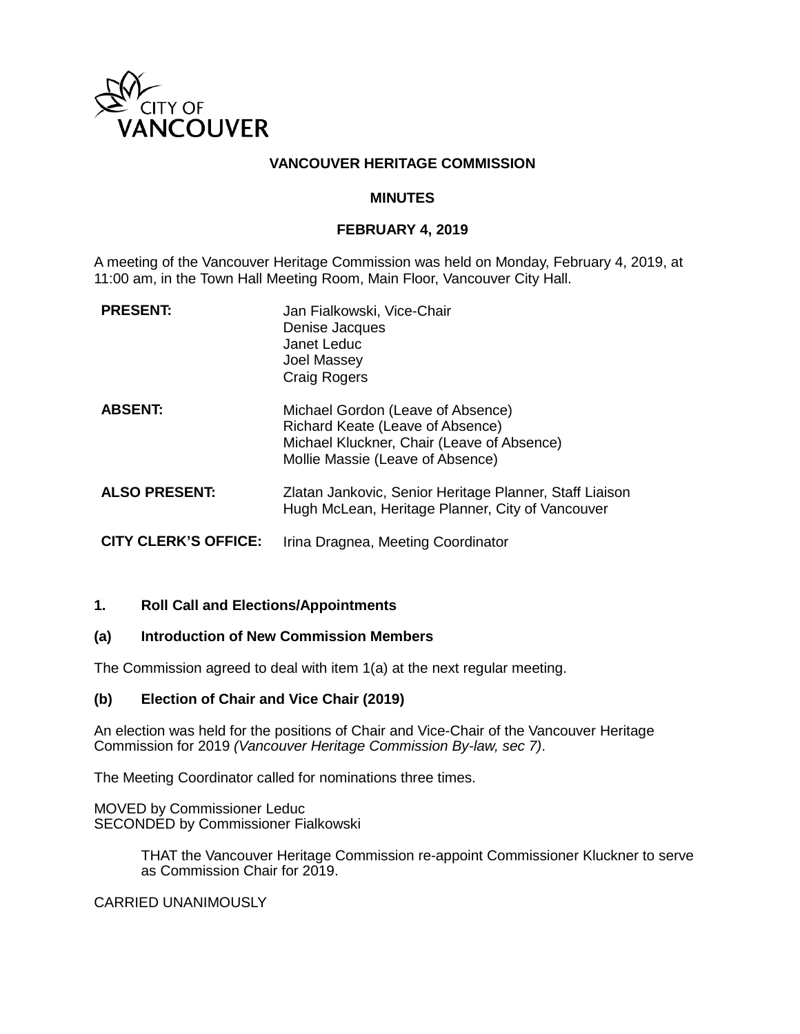CITY OF VANCOUVER

**VANCOUVER HERITAGE COMMISSION**

**MINUTES**

**FEBRUARY 4, 2019**

A meeting of the Vancouver Heritage Commission was held on Monday, February 4, 2019, at 11:00 am, in the Town Hall Meeting Room, Main Floor, Vancouver City Hall.

| | |
|---|---|
| **PRESENT:** | Jan Fialkowski, Vice-Chair<br>Denise Jacques<br>Janet Leduc<br>Joel Massey<br>Craig Rogers |
| **ABSENT:** | Michael Gordon (Leave of Absence)<br>Richard Keate (Leave of Absence)<br>Michael Kluckner, Chair (Leave of Absence)<br>Mollie Massie (Leave of Absence) |
| **ALSO PRESENT:** | Zlatan Jankovic, Senior Heritage Planner, Staff Liaison<br>Hugh McLean, Heritage Planner, City of Vancouver |
| **CITY CLERK'S OFFICE:** | Irina Dragnea, Meeting Coordinator |

**1. Roll Call and Elections/Appointments**

**(a) Introduction of New Commission Members**

The Commission agreed to deal with item 1(a) at the next regular meeting.

**(b) Election of Chair and Vice Chair (2019)**

An election was held for the positions of Chair and Vice-Chair of the Vancouver Heritage Commission for 2019 *(Vancouver Heritage Commission By-law, sec 7)*.

The Meeting Coordinator called for nominations three times.

MOVED by Commissioner Leduc
SECONDED by Commissioner Fialkowski

> THAT the Vancouver Heritage Commission re-appoint Commissioner Kluckner to serve as Commission Chair for 2019.

CARRIED UNANIMOUSLY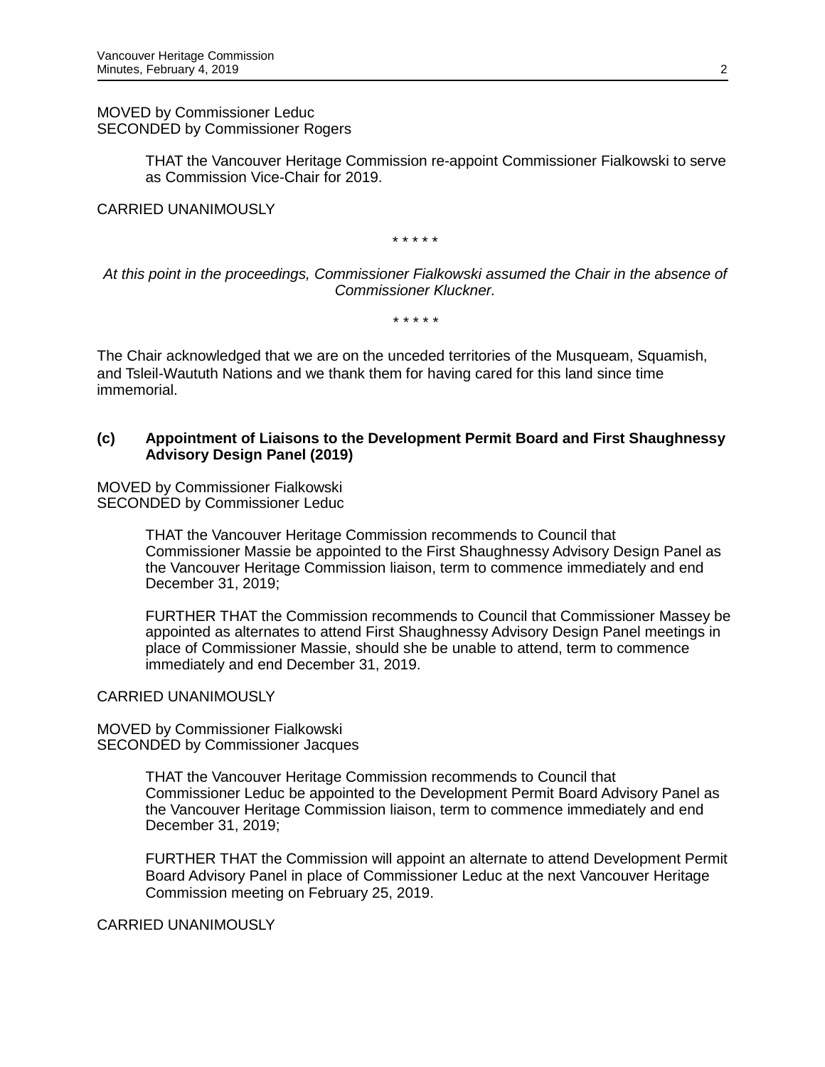MOVED by Commissioner Leduc
SECONDED by Commissioner Rogers

> THAT the Vancouver Heritage Commission re-appoint Commissioner Fialkowski to serve as Commission Vice-Chair for 2019.

CARRIED UNANIMOUSLY

\* \* \* \* \*

*At this point in the proceedings, Commissioner Fialkowski assumed the Chair in the absence of Commissioner Kluckner.*

\* \* \* \* \*

The Chair acknowledged that we are on the unceded territories of the Musqueam, Squamish, and Tsleil-Waututh Nations and we thank them for having cared for this land since time immemorial.

**(c) Appointment of Liaisons to the Development Permit Board and First Shaughnessy Advisory Design Panel (2019)**

MOVED by Commissioner Fialkowski
SECONDED by Commissioner Leduc

> THAT the Vancouver Heritage Commission recommends to Council that Commissioner Massie be appointed to the First Shaughnessy Advisory Design Panel as the Vancouver Heritage Commission liaison, term to commence immediately and end December 31, 2019;
>
> FURTHER THAT the Commission recommends to Council that Commissioner Massey be appointed as alternates to attend First Shaughnessy Advisory Design Panel meetings in place of Commissioner Massie, should she be unable to attend, term to commence immediately and end December 31, 2019.

CARRIED UNANIMOUSLY

MOVED by Commissioner Fialkowski
SECONDED by Commissioner Jacques

> THAT the Vancouver Heritage Commission recommends to Council that Commissioner Leduc be appointed to the Development Permit Board Advisory Panel as the Vancouver Heritage Commission liaison, term to commence immediately and end December 31, 2019;
>
> FURTHER THAT the Commission will appoint an alternate to attend Development Permit Board Advisory Panel in place of Commissioner Leduc at the next Vancouver Heritage Commission meeting on February 25, 2019.

CARRIED UNANIMOUSLY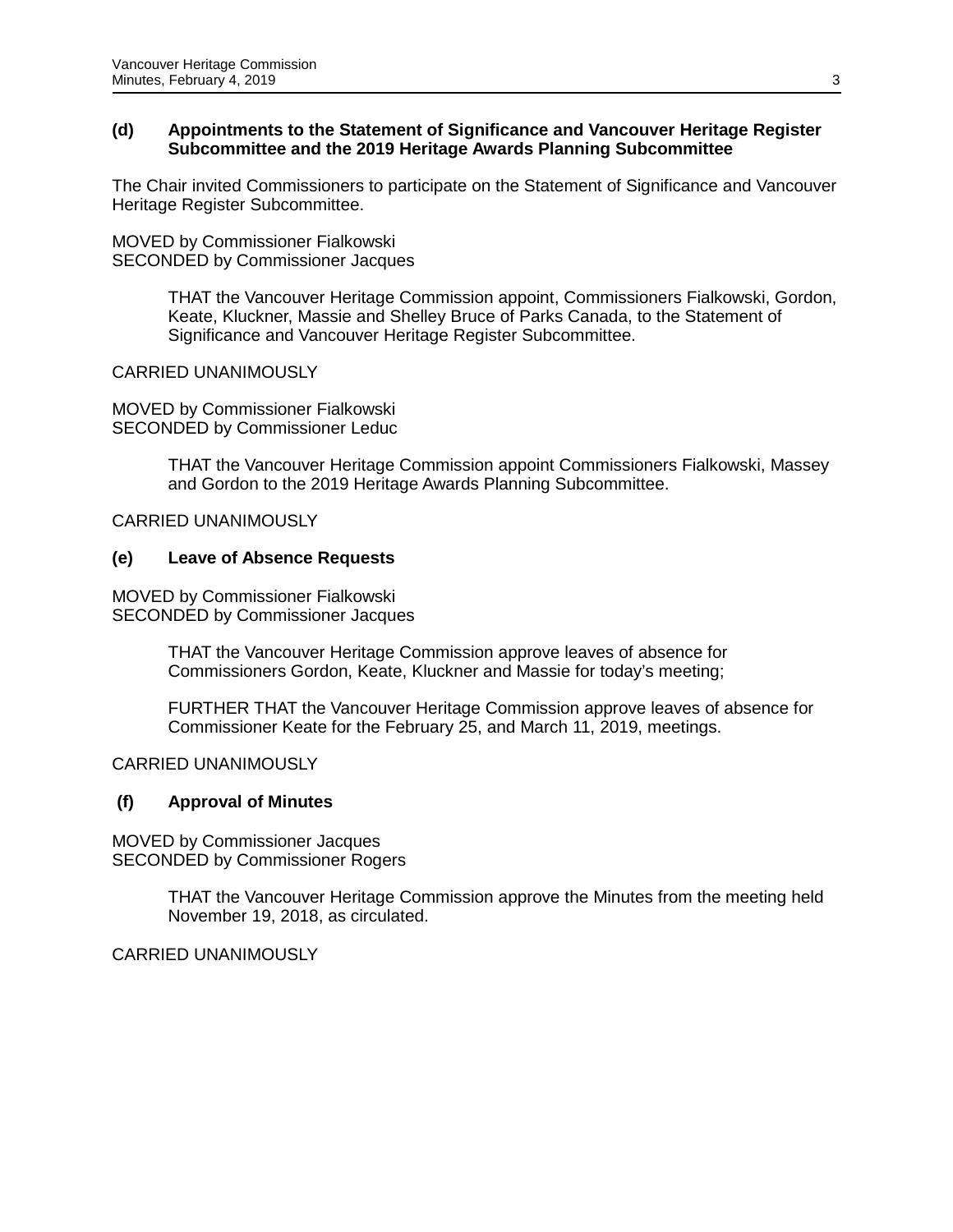### (d) Appointments to the Statement of Significance and Vancouver Heritage Register Subcommittee and the 2019 Heritage Awards Planning Subcommittee

The Chair invited Commissioners to participate on the Statement of Significance and Vancouver Heritage Register Subcommittee.

MOVED by Commissioner Fialkowski
SECONDED by Commissioner Jacques

> THAT the Vancouver Heritage Commission appoint, Commissioners Fialkowski, Gordon, Keate, Kluckner, Massie and Shelley Bruce of Parks Canada, to the Statement of Significance and Vancouver Heritage Register Subcommittee.

CARRIED UNANIMOUSLY

MOVED by Commissioner Fialkowski
SECONDED by Commissioner Leduc

> THAT the Vancouver Heritage Commission appoint Commissioners Fialkowski, Massey and Gordon to the 2019 Heritage Awards Planning Subcommittee.

CARRIED UNANIMOUSLY

### (e) Leave of Absence Requests

MOVED by Commissioner Fialkowski
SECONDED by Commissioner Jacques

> THAT the Vancouver Heritage Commission approve leaves of absence for Commissioners Gordon, Keate, Kluckner and Massie for today's meeting;
>
> FURTHER THAT the Vancouver Heritage Commission approve leaves of absence for Commissioner Keate for the February 25, and March 11, 2019, meetings.

CARRIED UNANIMOUSLY

### (f) Approval of Minutes

MOVED by Commissioner Jacques
SECONDED by Commissioner Rogers

> THAT the Vancouver Heritage Commission approve the Minutes from the meeting held November 19, 2018, as circulated.

CARRIED UNANIMOUSLY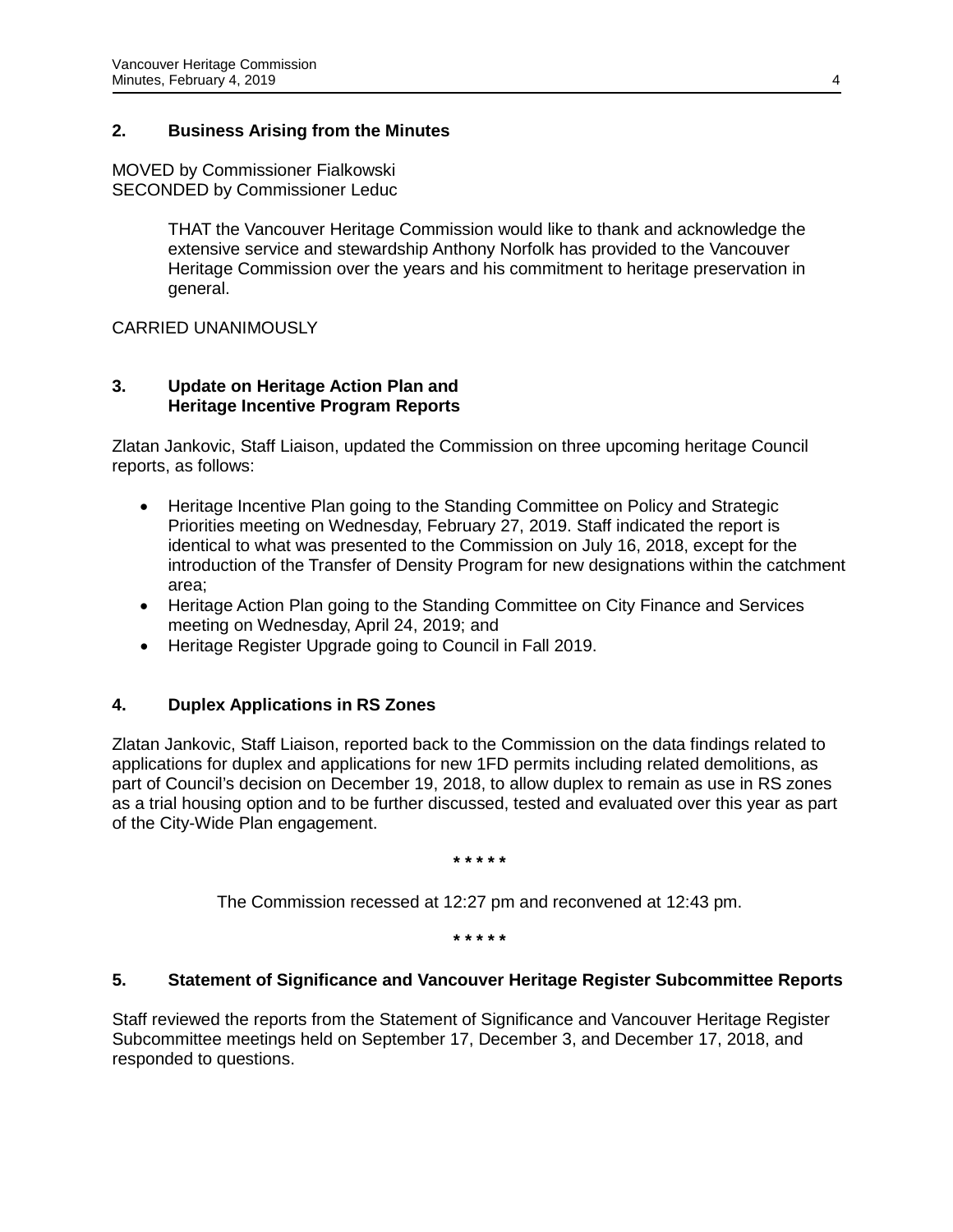## 2. Business Arising from the Minutes

MOVED by Commissioner Fialkowski
SECONDED by Commissioner Leduc

> THAT the Vancouver Heritage Commission would like to thank and acknowledge the extensive service and stewardship Anthony Norfolk has provided to the Vancouver Heritage Commission over the years and his commitment to heritage preservation in general.

CARRIED UNANIMOUSLY

## 3. Update on Heritage Action Plan and Heritage Incentive Program Reports

Zlatan Jankovic, Staff Liaison, updated the Commission on three upcoming heritage Council reports, as follows:

- Heritage Incentive Plan going to the Standing Committee on Policy and Strategic Priorities meeting on Wednesday, February 27, 2019. Staff indicated the report is identical to what was presented to the Commission on July 16, 2018, except for the introduction of the Transfer of Density Program for new designations within the catchment area;
- Heritage Action Plan going to the Standing Committee on City Finance and Services meeting on Wednesday, April 24, 2019; and
- Heritage Register Upgrade going to Council in Fall 2019.

## 4. Duplex Applications in RS Zones

Zlatan Jankovic, Staff Liaison, reported back to the Commission on the data findings related to applications for duplex and applications for new 1FD permits including related demolitions, as part of Council's decision on December 19, 2018, to allow duplex to remain as use in RS zones as a trial housing option and to be further discussed, tested and evaluated over this year as part of the City-Wide Plan engagement.

\* \* \* \* \*

The Commission recessed at 12:27 pm and reconvened at 12:43 pm.

\* \* \* \* \*

## 5. Statement of Significance and Vancouver Heritage Register Subcommittee Reports

Staff reviewed the reports from the Statement of Significance and Vancouver Heritage Register Subcommittee meetings held on September 17, December 3, and December 17, 2018, and responded to questions.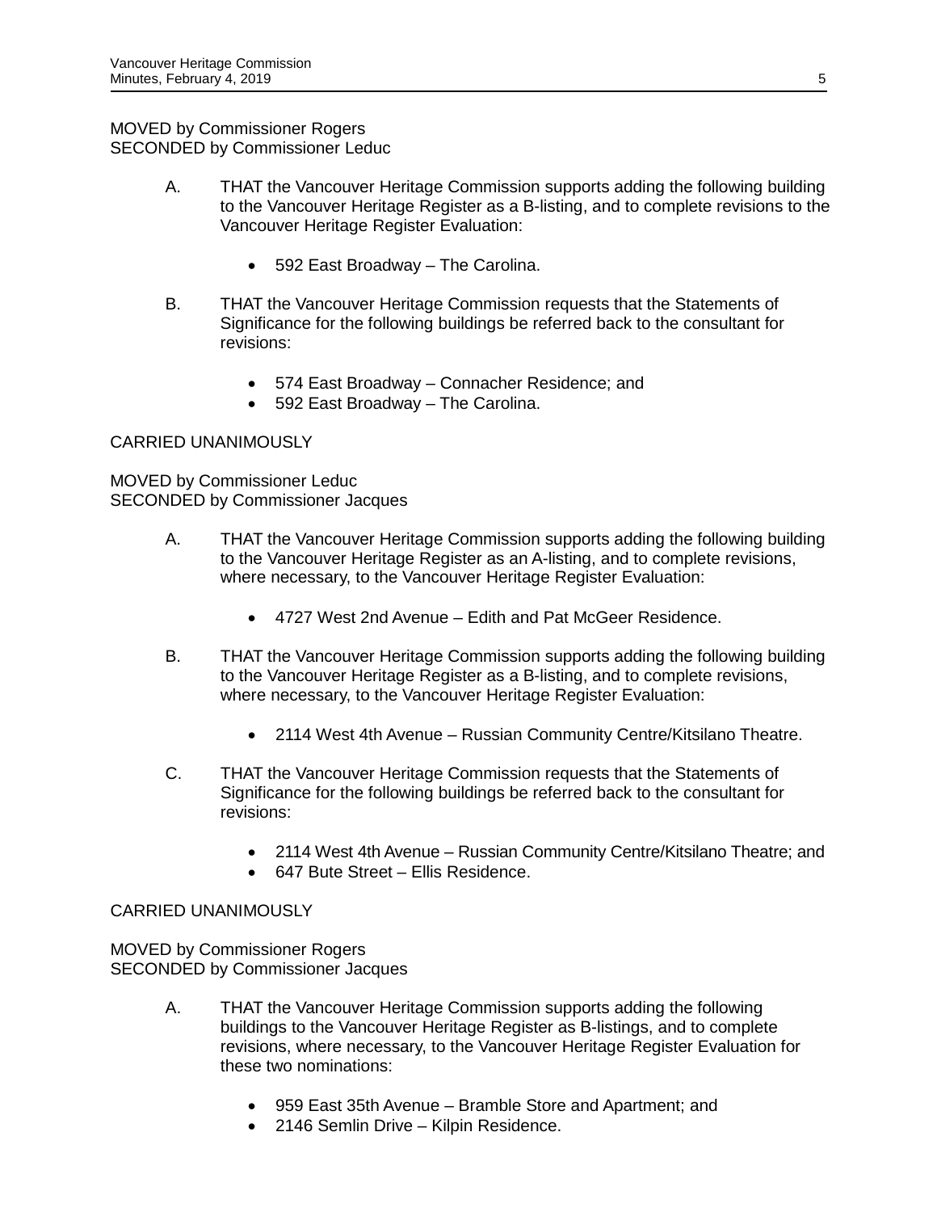MOVED by Commissioner Rogers
SECONDED by Commissioner Leduc

A. THAT the Vancouver Heritage Commission supports adding the following building to the Vancouver Heritage Register as a B-listing, and to complete revisions to the Vancouver Heritage Register Evaluation:

- 592 East Broadway – The Carolina.

B. THAT the Vancouver Heritage Commission requests that the Statements of Significance for the following buildings be referred back to the consultant for revisions:

- 574 East Broadway – Connacher Residence; and
- 592 East Broadway – The Carolina.

CARRIED UNANIMOUSLY

MOVED by Commissioner Leduc
SECONDED by Commissioner Jacques

A. THAT the Vancouver Heritage Commission supports adding the following building to the Vancouver Heritage Register as an A-listing, and to complete revisions, where necessary, to the Vancouver Heritage Register Evaluation:

- 4727 West 2nd Avenue – Edith and Pat McGeer Residence.

B. THAT the Vancouver Heritage Commission supports adding the following building to the Vancouver Heritage Register as a B-listing, and to complete revisions, where necessary, to the Vancouver Heritage Register Evaluation:

- 2114 West 4th Avenue – Russian Community Centre/Kitsilano Theatre.

C. THAT the Vancouver Heritage Commission requests that the Statements of Significance for the following buildings be referred back to the consultant for revisions:

- 2114 West 4th Avenue – Russian Community Centre/Kitsilano Theatre; and
- 647 Bute Street – Ellis Residence.

CARRIED UNANIMOUSLY

MOVED by Commissioner Rogers
SECONDED by Commissioner Jacques

A. THAT the Vancouver Heritage Commission supports adding the following buildings to the Vancouver Heritage Register as B-listings, and to complete revisions, where necessary, to the Vancouver Heritage Register Evaluation for these two nominations:

- 959 East 35th Avenue – Bramble Store and Apartment; and
- 2146 Semlin Drive – Kilpin Residence.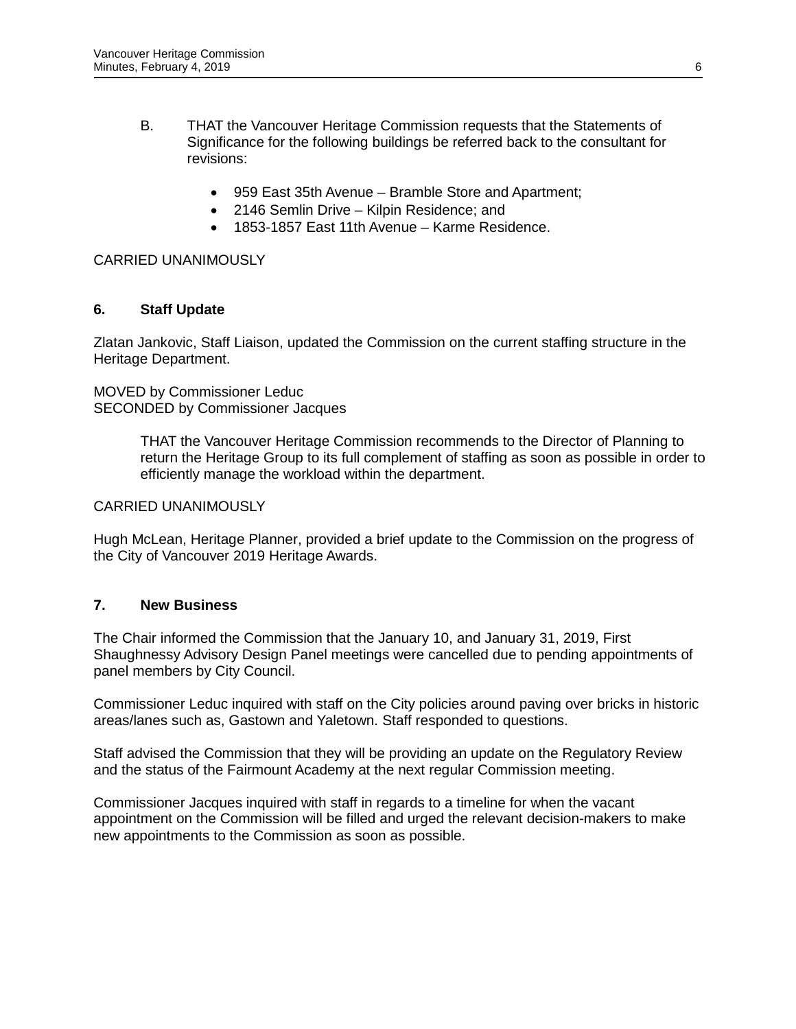B. THAT the Vancouver Heritage Commission requests that the Statements of Significance for the following buildings be referred back to the consultant for revisions:

- 959 East 35th Avenue – Bramble Store and Apartment;
- 2146 Semlin Drive – Kilpin Residence; and
- 1853-1857 East 11th Avenue – Karme Residence.

CARRIED UNANIMOUSLY

## 6. Staff Update

Zlatan Jankovic, Staff Liaison, updated the Commission on the current staffing structure in the Heritage Department.

MOVED by Commissioner Leduc
SECONDED by Commissioner Jacques

> THAT the Vancouver Heritage Commission recommends to the Director of Planning to return the Heritage Group to its full complement of staffing as soon as possible in order to efficiently manage the workload within the department.

CARRIED UNANIMOUSLY

Hugh McLean, Heritage Planner, provided a brief update to the Commission on the progress of the City of Vancouver 2019 Heritage Awards.

## 7. New Business

The Chair informed the Commission that the January 10, and January 31, 2019, First Shaughnessy Advisory Design Panel meetings were cancelled due to pending appointments of panel members by City Council.

Commissioner Leduc inquired with staff on the City policies around paving over bricks in historic areas/lanes such as, Gastown and Yaletown. Staff responded to questions.

Staff advised the Commission that they will be providing an update on the Regulatory Review and the status of the Fairmount Academy at the next regular Commission meeting.

Commissioner Jacques inquired with staff in regards to a timeline for when the vacant appointment on the Commission will be filled and urged the relevant decision-makers to make new appointments to the Commission as soon as possible.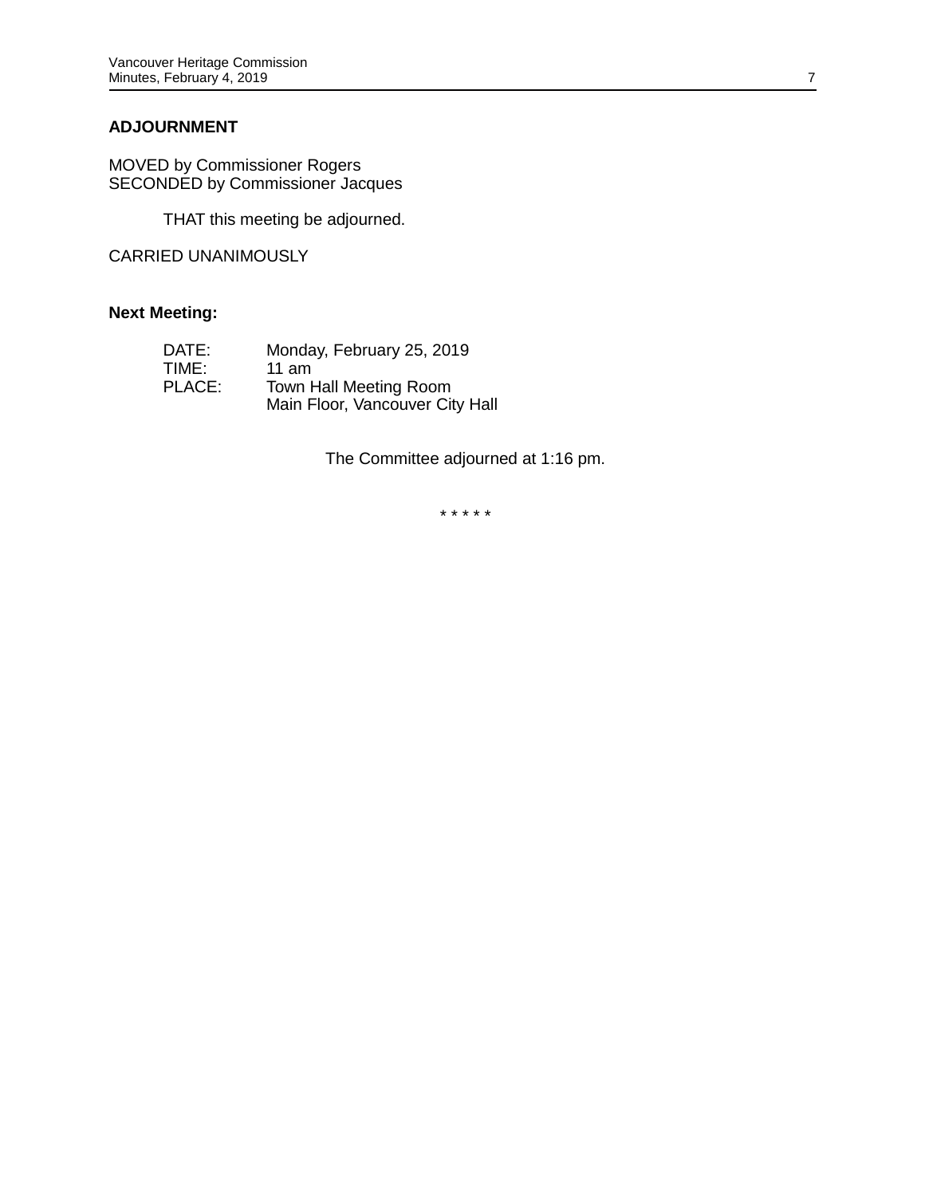**ADJOURNMENT**

MOVED by Commissioner Rogers
SECONDED by Commissioner Jacques

THAT this meeting be adjourned.

CARRIED UNANIMOUSLY

**Next Meeting:**

| | |
|---|---|
| DATE: | Monday, February 25, 2019 |
| TIME: | 11 am |
| PLACE: | Town Hall Meeting Room<br>Main Floor, Vancouver City Hall |

The Committee adjourned at 1:16 pm.

* * * * *